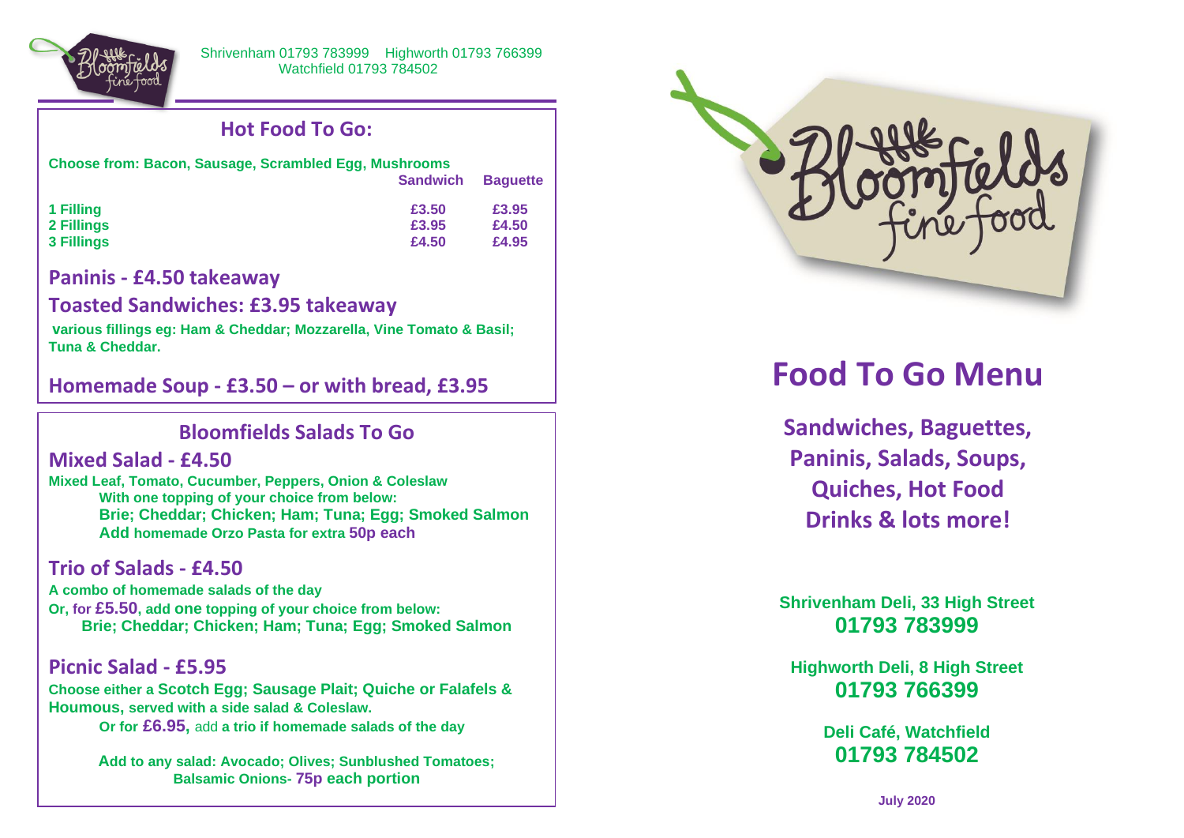Shrivenham 01793 783999 Highworth 01793 766399
Watchfield 01793 784502

## Hot Food To Go:

**Choose from: Bacon, Sausage, Scrambled Egg, Mushrooms**

| | Sandwich | Baguette |
|---|---|---|
| 1 Filling | £3.50 | £3.95 |
| 2 Fillings | £3.95 | £4.50 |
| 3 Fillings | £4.50 | £4.95 |

### Paninis - £4.50 takeaway

### Toasted Sandwiches: £3.95 takeaway

**various fillings eg: Ham & Cheddar; Mozzarella, Vine Tomato & Basil; Tuna & Cheddar.**

### Homemade Soup - £3.50 – or with bread, £3.95

## Bloomfields Salads To Go

### Mixed Salad - £4.50

**Mixed Leaf, Tomato, Cucumber, Peppers, Onion & Coleslaw**
**With one topping of your choice from below:**
**Brie; Cheddar; Chicken; Ham; Tuna; Egg; Smoked Salmon**
**Add homemade Orzo Pasta for extra 50p each**

### Trio of Salads - £4.50

**A combo of homemade salads of the day**
**Or, for £5.50, add one topping of your choice from below:**
**Brie; Cheddar; Chicken; Ham; Tuna; Egg; Smoked Salmon**

### Picnic Salad - £5.95

**Choose either a Scotch Egg; Sausage Plait; Quiche or Falafels & Houmous, served with a side salad & Coleslaw.**
**Or for £6.95, add a trio if homemade salads of the day**

**Add to any salad: Avocado; Olives; Sunblushed Tomatoes; Balsamic Onions- 75p each portion**

Bloomfields fine food

# Food To Go Menu

**Sandwiches, Baguettes, Paninis, Salads, Soups, Quiches, Hot Food Drinks & lots more!**

**Shrivenham Deli, 33 High Street**
**01793 783999**

**Highworth Deli, 8 High Street**
**01793 766399**

**Deli Café, Watchfield**
**01793 784502**

**July 2020**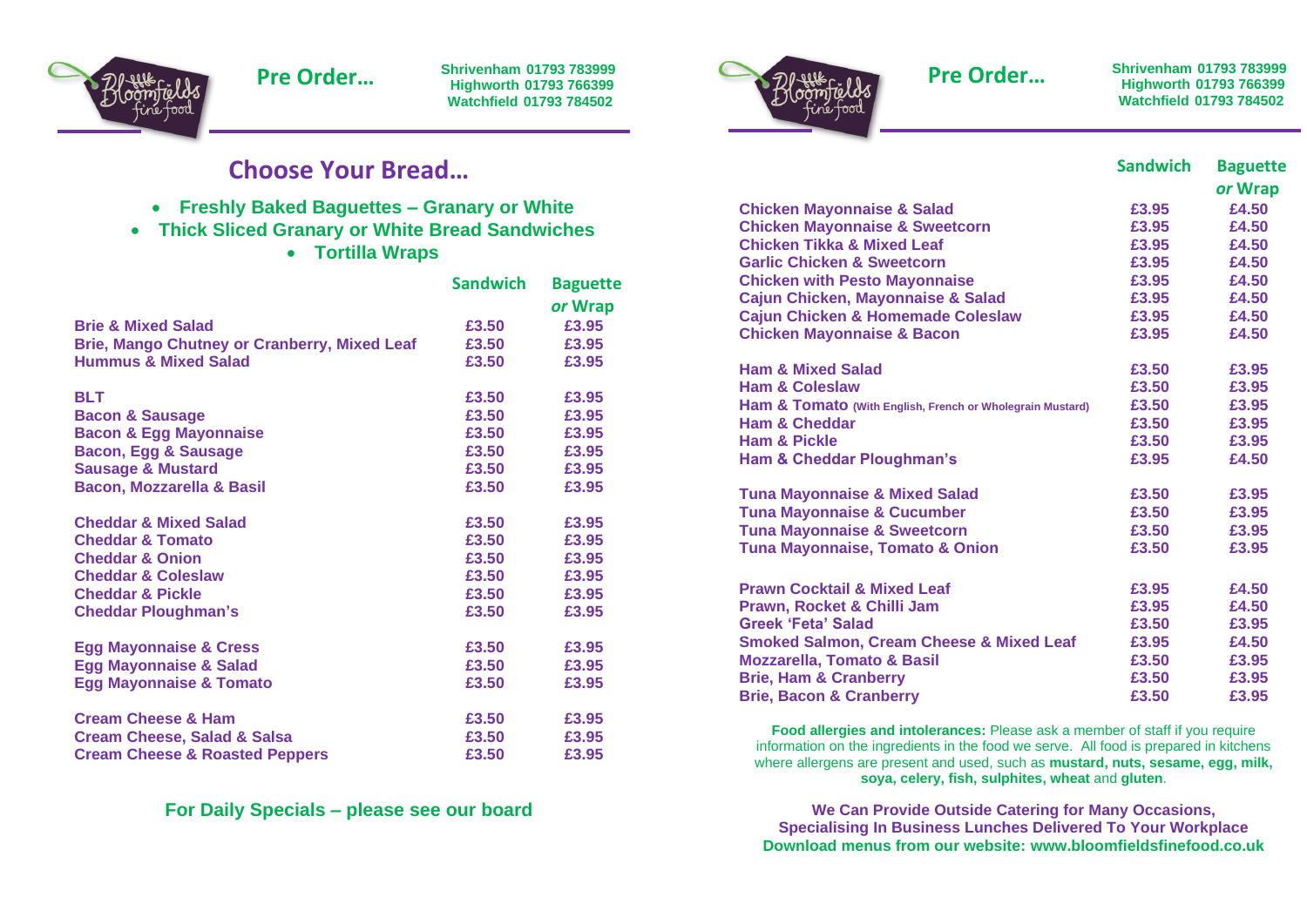Pre Order...

**Shrivenham 01793 783999**
**Highworth 01793 766399**
**Watchfield 01793 784502**

## Choose Your Bread...

- **Freshly Baked Baguettes – Granary or White**
- **Thick Sliced Granary or White Bread Sandwiches**
- **Tortilla Wraps**

| | Sandwich | Baguette *or* Wrap |
|---|---|---|
| **Brie & Mixed Salad** | £3.50 | £3.95 |
| **Brie, Mango Chutney or Cranberry, Mixed Leaf** | £3.50 | £3.95 |
| **Hummus & Mixed Salad** | £3.50 | £3.95 |
| **BLT** | £3.50 | £3.95 |
| **Bacon & Sausage** | £3.50 | £3.95 |
| **Bacon & Egg Mayonnaise** | £3.50 | £3.95 |
| **Bacon, Egg & Sausage** | £3.50 | £3.95 |
| **Sausage & Mustard** | £3.50 | £3.95 |
| **Bacon, Mozzarella & Basil** | £3.50 | £3.95 |
| **Cheddar & Mixed Salad** | £3.50 | £3.95 |
| **Cheddar & Tomato** | £3.50 | £3.95 |
| **Cheddar & Onion** | £3.50 | £3.95 |
| **Cheddar & Coleslaw** | £3.50 | £3.95 |
| **Cheddar & Pickle** | £3.50 | £3.95 |
| **Cheddar Ploughman's** | £3.50 | £3.95 |
| **Egg Mayonnaise & Cress** | £3.50 | £3.95 |
| **Egg Mayonnaise & Salad** | £3.50 | £3.95 |
| **Egg Mayonnaise & Tomato** | £3.50 | £3.95 |
| **Cream Cheese & Ham** | £3.50 | £3.95 |
| **Cream Cheese, Salad & Salsa** | £3.50 | £3.95 |
| **Cream Cheese & Roasted Peppers** | £3.50 | £3.95 |

**For Daily Specials – please see our board**

Pre Order...

**Shrivenham 01793 783999**
**Highworth 01793 766399**
**Watchfield 01793 784502**

| | Sandwich | Baguette *or* Wrap |
|---|---|---|
| **Chicken Mayonnaise & Salad** | £3.95 | £4.50 |
| **Chicken Mayonnaise & Sweetcorn** | £3.95 | £4.50 |
| **Chicken Tikka & Mixed Leaf** | £3.95 | £4.50 |
| **Garlic Chicken & Sweetcorn** | £3.95 | £4.50 |
| **Chicken with Pesto Mayonnaise** | £3.95 | £4.50 |
| **Cajun Chicken, Mayonnaise & Salad** | £3.95 | £4.50 |
| **Cajun Chicken & Homemade Coleslaw** | £3.95 | £4.50 |
| **Chicken Mayonnaise & Bacon** | £3.95 | £4.50 |
| **Ham & Mixed Salad** | £3.50 | £3.95 |
| **Ham & Coleslaw** | £3.50 | £3.95 |
| **Ham & Tomato** (With English, French or Wholegrain Mustard) | £3.50 | £3.95 |
| **Ham & Cheddar** | £3.50 | £3.95 |
| **Ham & Pickle** | £3.50 | £3.95 |
| **Ham & Cheddar Ploughman's** | £3.95 | £4.50 |
| **Tuna Mayonnaise & Mixed Salad** | £3.50 | £3.95 |
| **Tuna Mayonnaise & Cucumber** | £3.50 | £3.95 |
| **Tuna Mayonnaise & Sweetcorn** | £3.50 | £3.95 |
| **Tuna Mayonnaise, Tomato & Onion** | £3.50 | £3.95 |
| **Prawn Cocktail & Mixed Leaf** | £3.95 | £4.50 |
| **Prawn, Rocket & Chilli Jam** | £3.95 | £4.50 |
| **Greek 'Feta' Salad** | £3.50 | £3.95 |
| **Smoked Salmon, Cream Cheese & Mixed Leaf** | £3.95 | £4.50 |
| **Mozzarella, Tomato & Basil** | £3.50 | £3.95 |
| **Brie, Ham & Cranberry** | £3.50 | £3.95 |
| **Brie, Bacon & Cranberry** | £3.50 | £3.95 |

**Food allergies and intolerances:** Please ask a member of staff if you require information on the ingredients in the food we serve. All food is prepared in kitchens where allergens are present and used, such as **mustard, nuts, sesame, egg, milk, soya, celery, fish, sulphites, wheat** and **gluten**.

**We Can Provide Outside Catering for Many Occasions,**
**Specialising In Business Lunches Delivered To Your Workplace**
**Download menus from our website: www.bloomfieldsfinefood.co.uk**